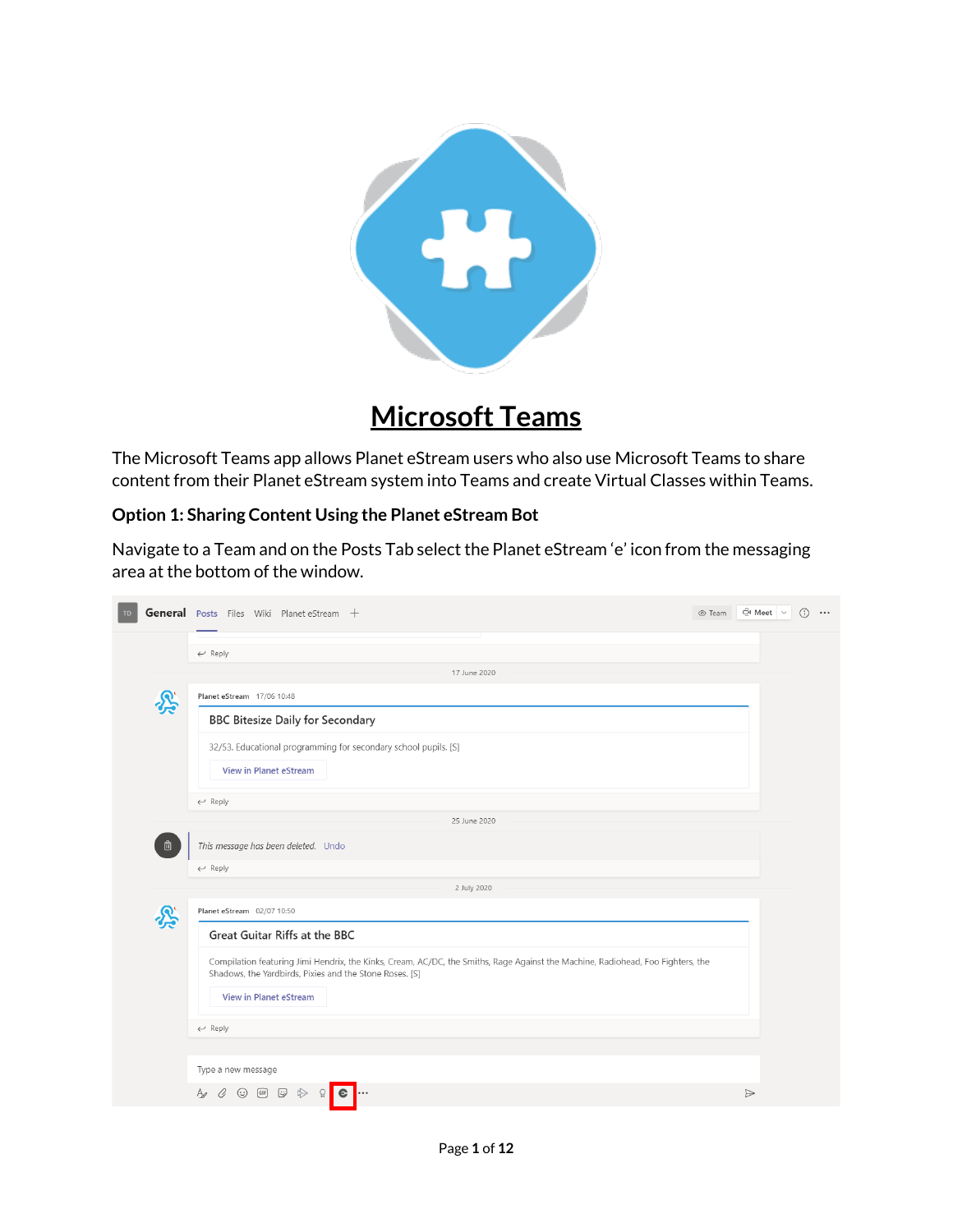# Microsoft Teams

The Microsoft Teams app allows Planet eStream users who also use Microsoft Teams to share content from their Planet eStream system into Teams and create Virtual Classes within Teams.

## Option 1: Sharing Content Using the Planet eStream Bot

Navigate to a Team and on the Posts Tab select the Planet eStream 'e' icon from the messaging area at the bottom of the window.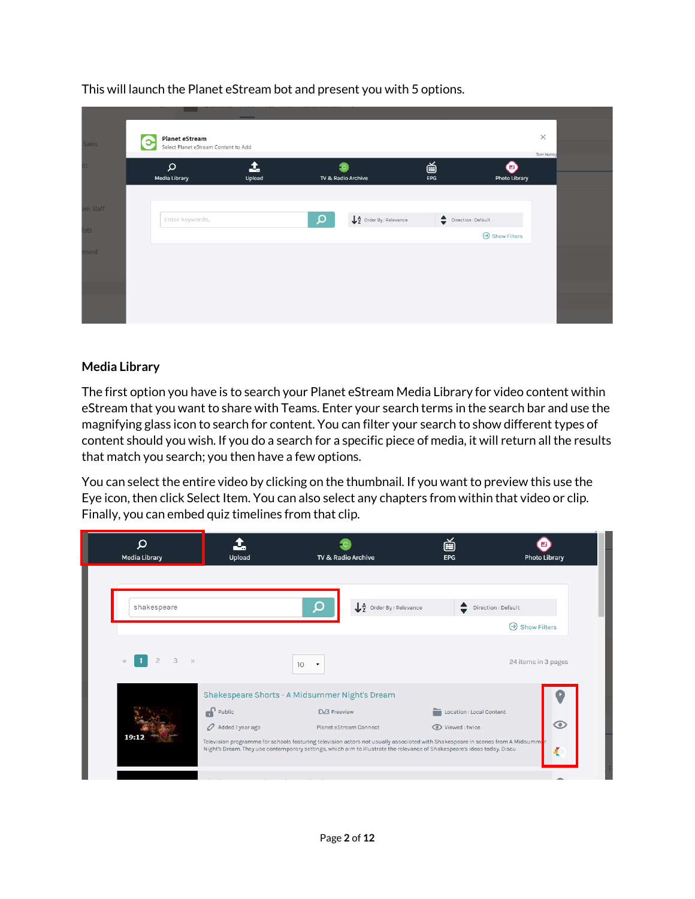This will launch the Planet eStream bot and present you with 5 options.

## Media Library

The first option you have is to search your Planet eStream Media Library for video content within eStream that you want to share with Teams. Enter your search terms in the search bar and use the magnifying glass icon to search for content. You can filter your search to show different types of content should you wish. If you do a search for a specific piece of media, it will return all the results that match you search; you then have a few options.

You can select the entire video by clicking on the thumbnail. If you want to preview this use the Eye icon, then click Select Item. You can also select any chapters from within that video or clip. Finally, you can embed quiz timelines from that clip.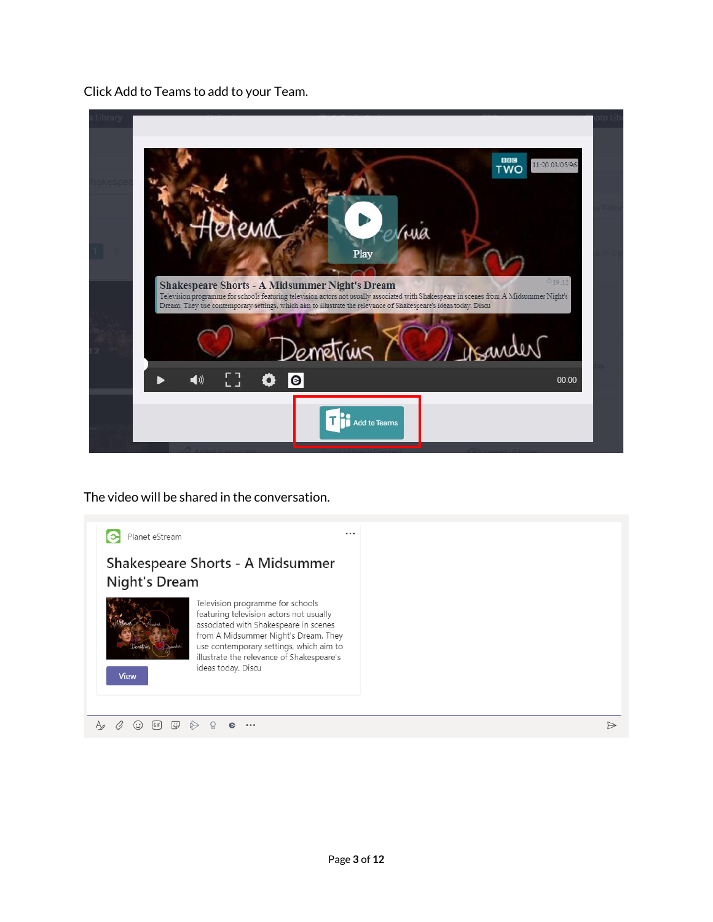Click Add to Teams to add to your Team.

The video will be shared in the conversation.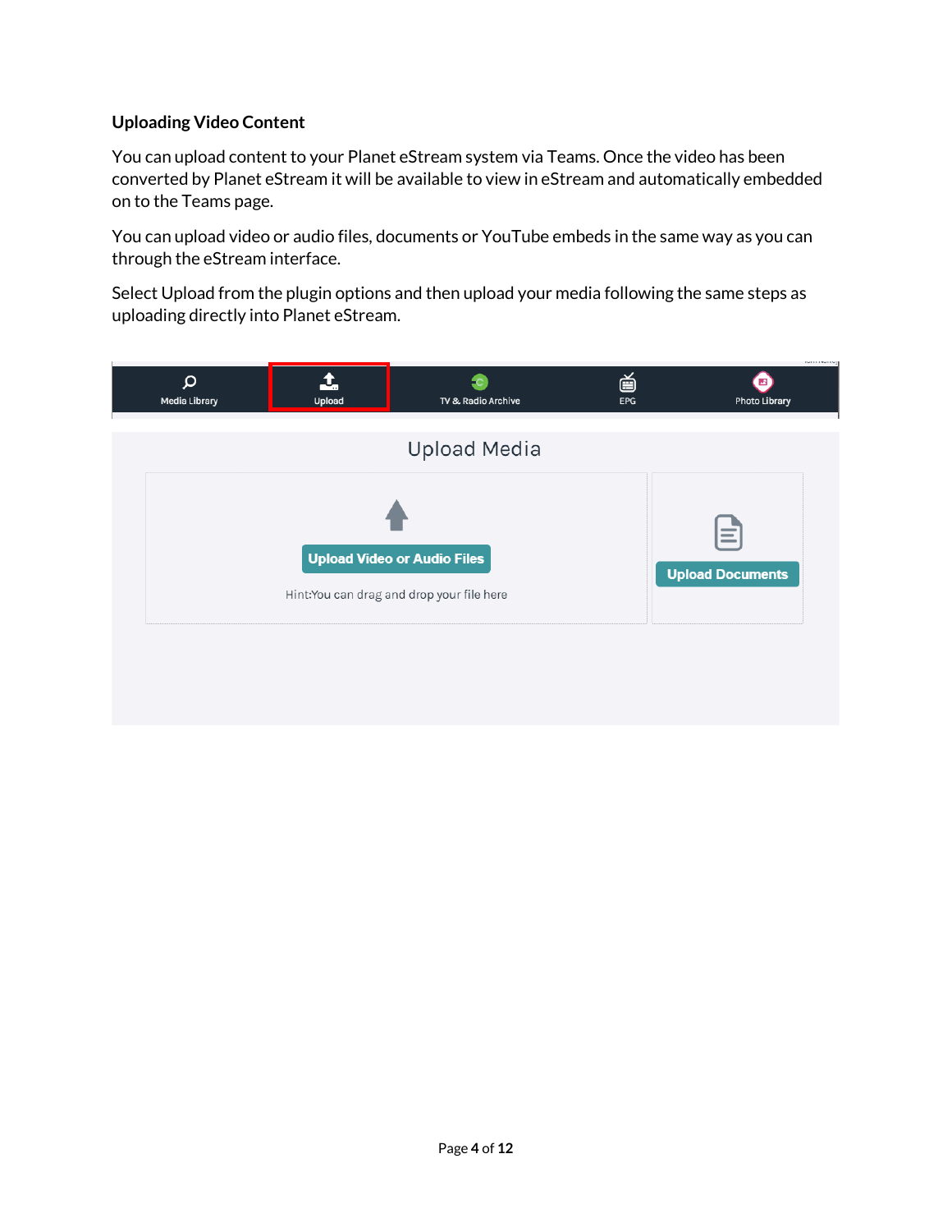### Uploading Video Content

You can upload content to your Planet eStream system via Teams. Once the video has been converted by Planet eStream it will be available to view in eStream and automatically embedded on to the Teams page.

You can upload video or audio files, documents or YouTube embeds in the same way as you can through the eStream interface.

Select Upload from the plugin options and then upload your media following the same steps as uploading directly into Planet eStream.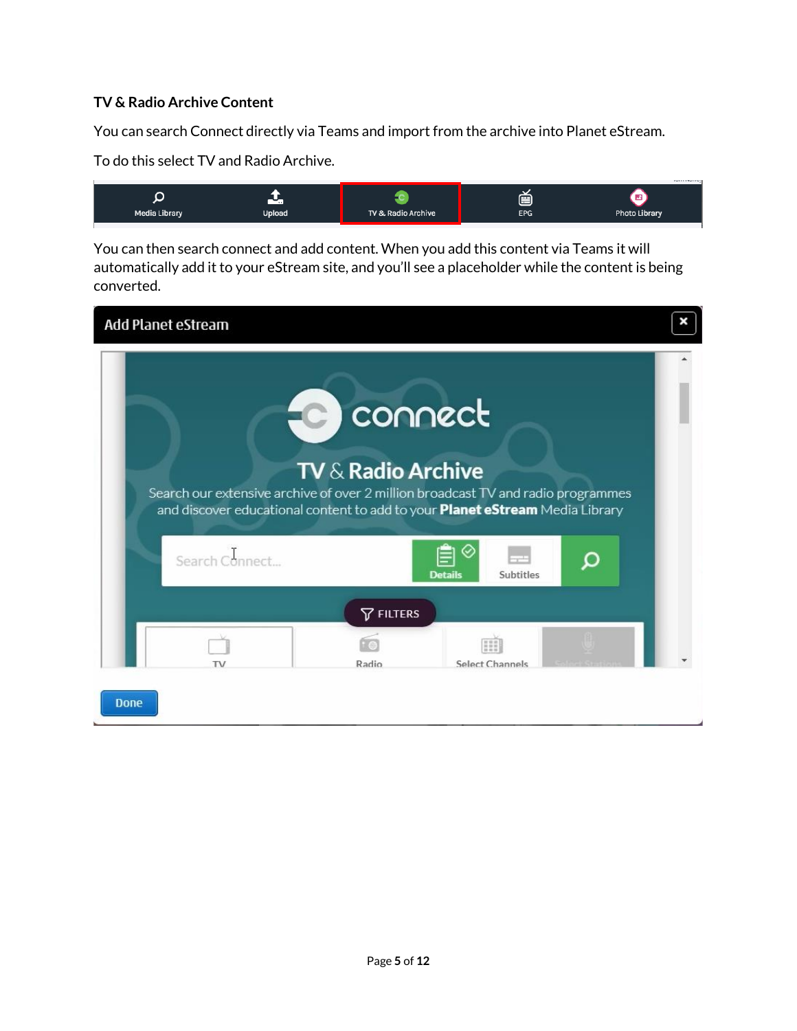### TV & Radio Archive Content

You can search Connect directly via Teams and import from the archive into Planet eStream.

To do this select TV and Radio Archive.

You can then search connect and add content. When you add this content via Teams it will automatically add it to your eStream site, and you'll see a placeholder while the content is being converted.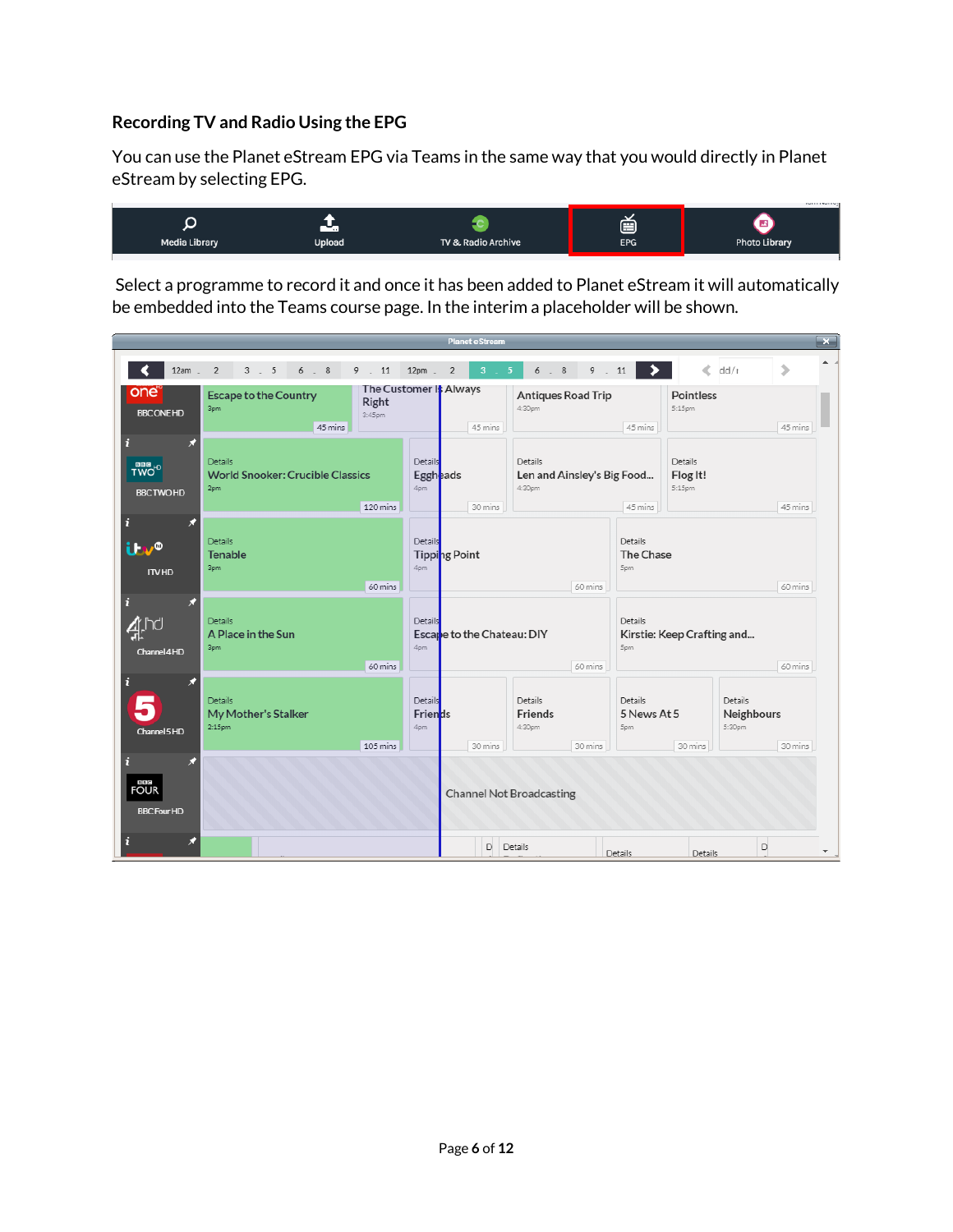### Recording TV and Radio Using the EPG

You can use the Planet eStream EPG via Teams in the same way that you would directly in Planet eStream by selecting EPG.

Select a programme to record it and once it has been added to Planet eStream it will automatically be embedded into the Teams course page. In the interim a placeholder will be shown.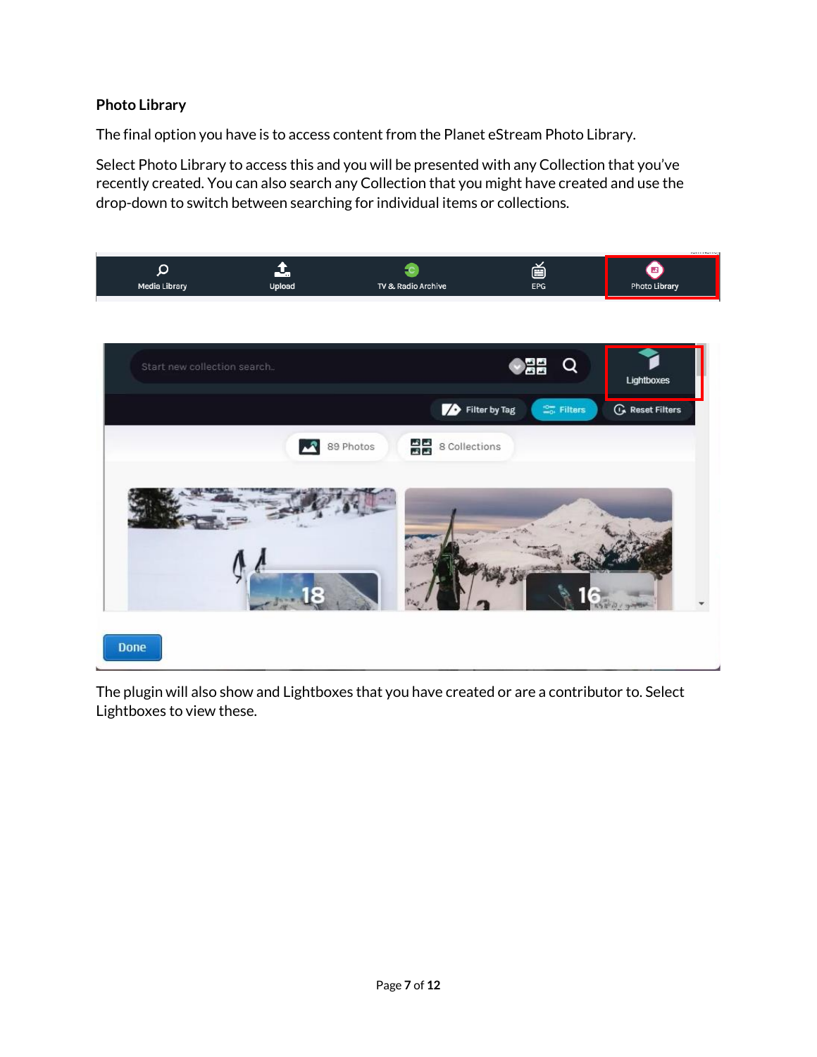**Photo Library**

The final option you have is to access content from the Planet eStream Photo Library.

Select Photo Library to access this and you will be presented with any Collection that you've recently created. You can also search any Collection that you might have created and use the drop-down to switch between searching for individual items or collections.

The plugin will also show and Lightboxes that you have created or are a contributor to. Select Lightboxes to view these.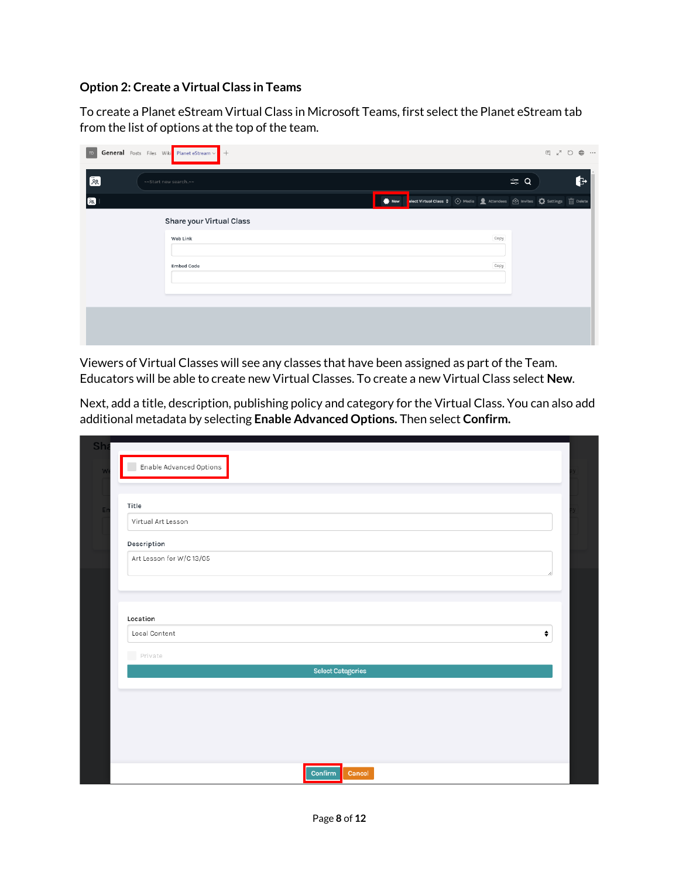### Option 2: Create a Virtual Class in Teams

To create a Planet eStream Virtual Class in Microsoft Teams, first select the Planet eStream tab from the list of options at the top of the team.

Viewers of Virtual Classes will see any classes that have been assigned as part of the Team. Educators will be able to create new Virtual Classes. To create a new Virtual Class select **New**.

Next, add a title, description, publishing policy and category for the Virtual Class. You can also add additional metadata by selecting **Enable Advanced Options.** Then select **Confirm.**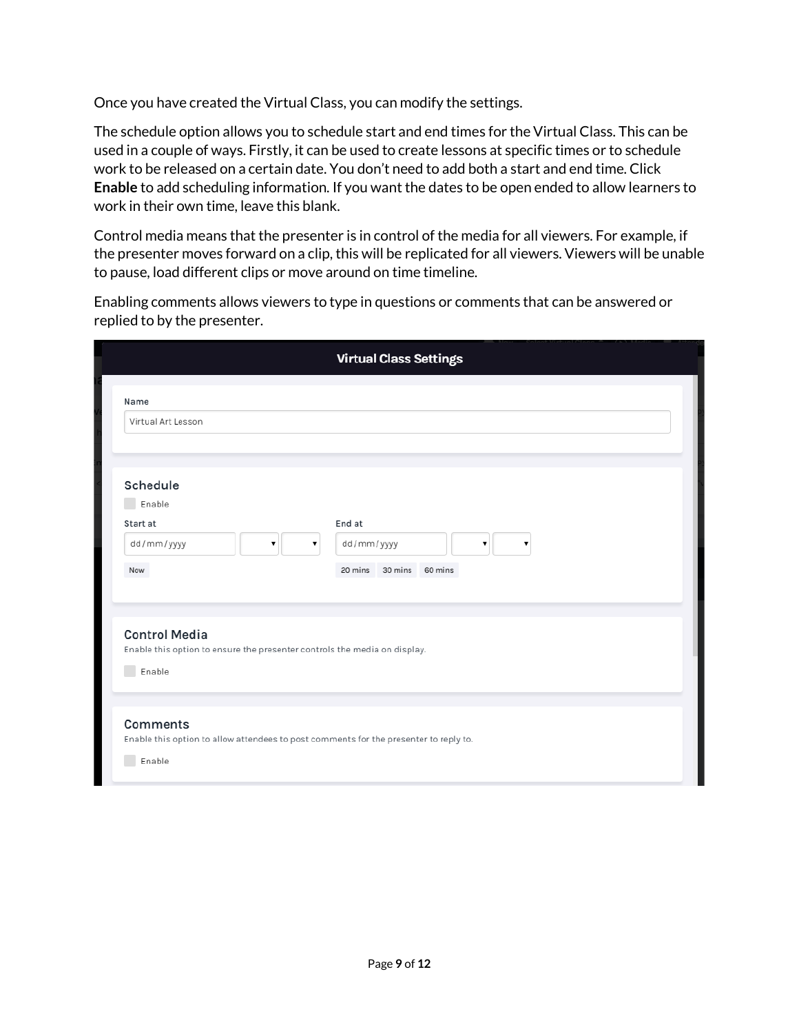Once you have created the Virtual Class, you can modify the settings.

The schedule option allows you to schedule start and end times for the Virtual Class. This can be used in a couple of ways. Firstly, it can be used to create lessons at specific times or to schedule work to be released on a certain date. You don't need to add both a start and end time. Click **Enable** to add scheduling information. If you want the dates to be open ended to allow learners to work in their own time, leave this blank.

Control media means that the presenter is in control of the media for all viewers. For example, if the presenter moves forward on a clip, this will be replicated for all viewers. Viewers will be unable to pause, load different clips or move around on time timeline.

Enabling comments allows viewers to type in questions or comments that can be answered or replied to by the presenter.

**Virtual Class Settings**

Name

Virtual Art Lesson

Schedule

Enable

Start at

dd/mm/yyyy

Now

End at

dd/mm/yyyy

20 mins 30 mins 60 mins

Control Media

Enable this option to ensure the presenter controls the media on display.

Enable

Comments

Enable this option to allow attendees to post comments for the presenter to reply to.

Enable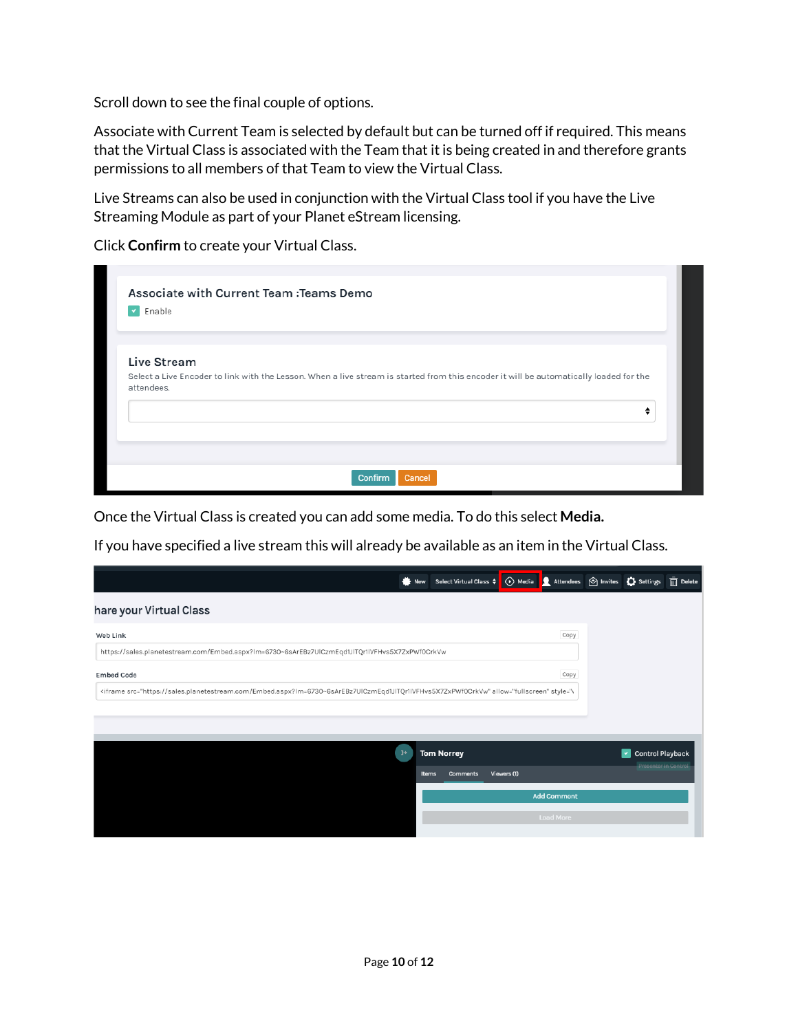Scroll down to see the final couple of options.

Associate with Current Team is selected by default but can be turned off if required. This means that the Virtual Class is associated with the Team that it is being created in and therefore grants permissions to all members of that Team to view the Virtual Class.

Live Streams can also be used in conjunction with the Virtual Class tool if you have the Live Streaming Module as part of your Planet eStream licensing.

Click **Confirm** to create your Virtual Class.

Once the Virtual Class is created you can add some media. To do this select **Media.**

If you have specified a live stream this will already be available as an item in the Virtual Class.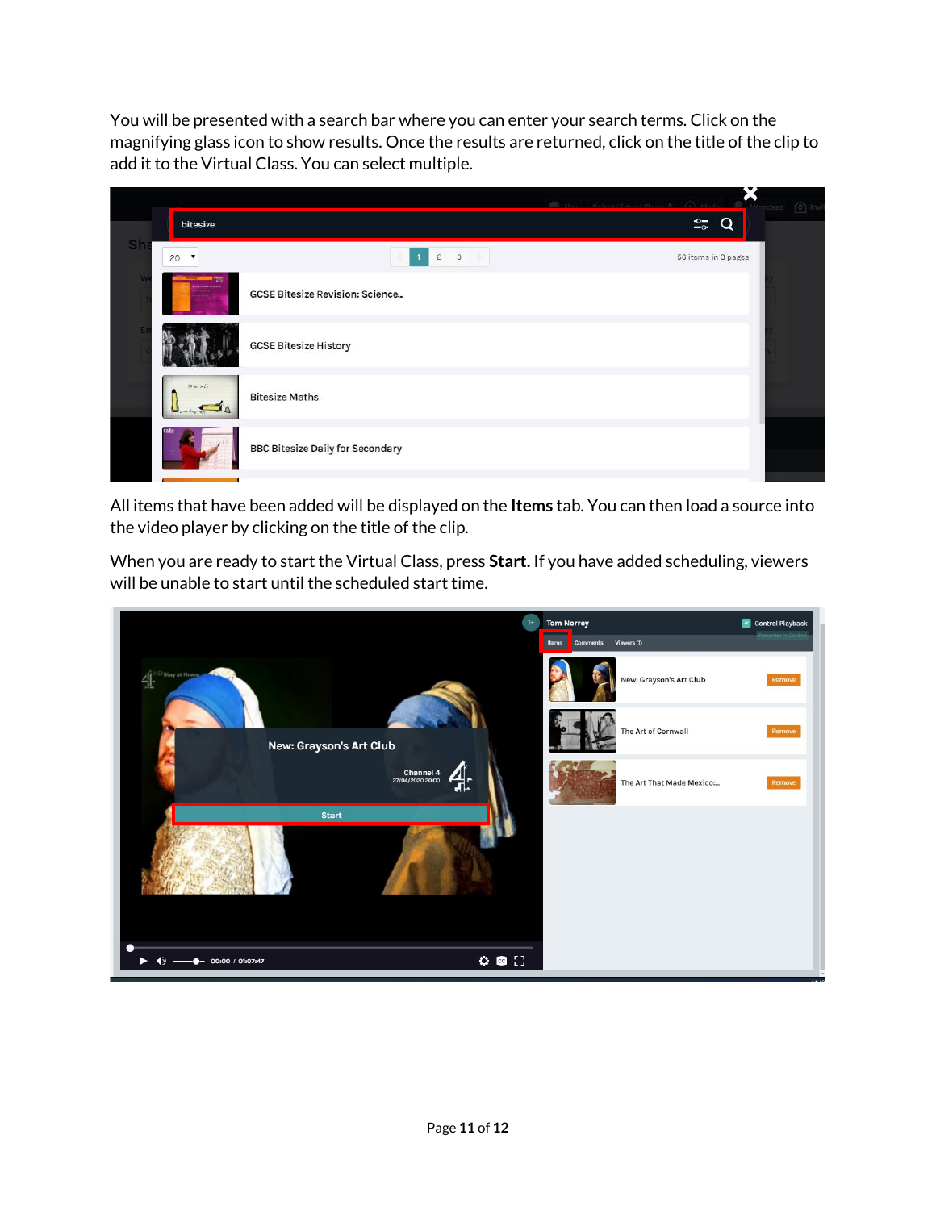You will be presented with a search bar where you can enter your search terms. Click on the magnifying glass icon to show results. Once the results are returned, click on the title of the clip to add it to the Virtual Class. You can select multiple.

All items that have been added will be displayed on the **Items** tab. You can then load a source into the video player by clicking on the title of the clip.

When you are ready to start the Virtual Class, press **Start.** If you have added scheduling, viewers will be unable to start until the scheduled start time.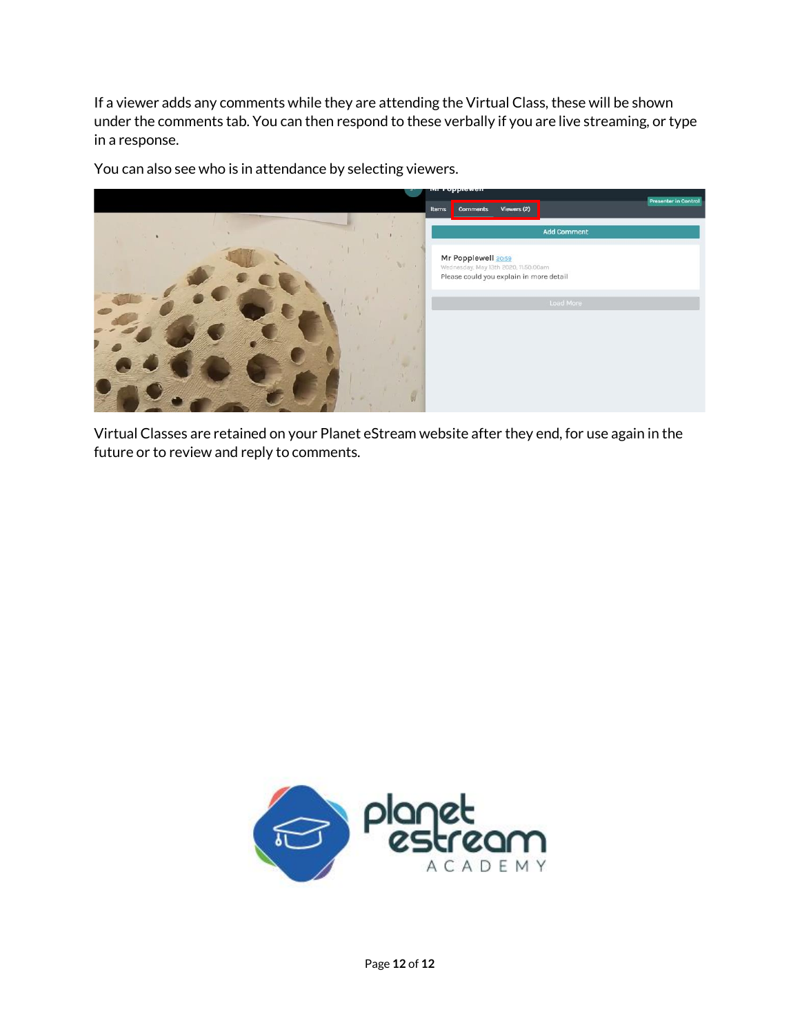If a viewer adds any comments while they are attending the Virtual Class, these will be shown under the comments tab. You can then respond to these verbally if you are live streaming, or type in a response.

You can also see who is in attendance by selecting viewers.

Virtual Classes are retained on your Planet eStream website after they end, for use again in the future or to review and reply to comments.